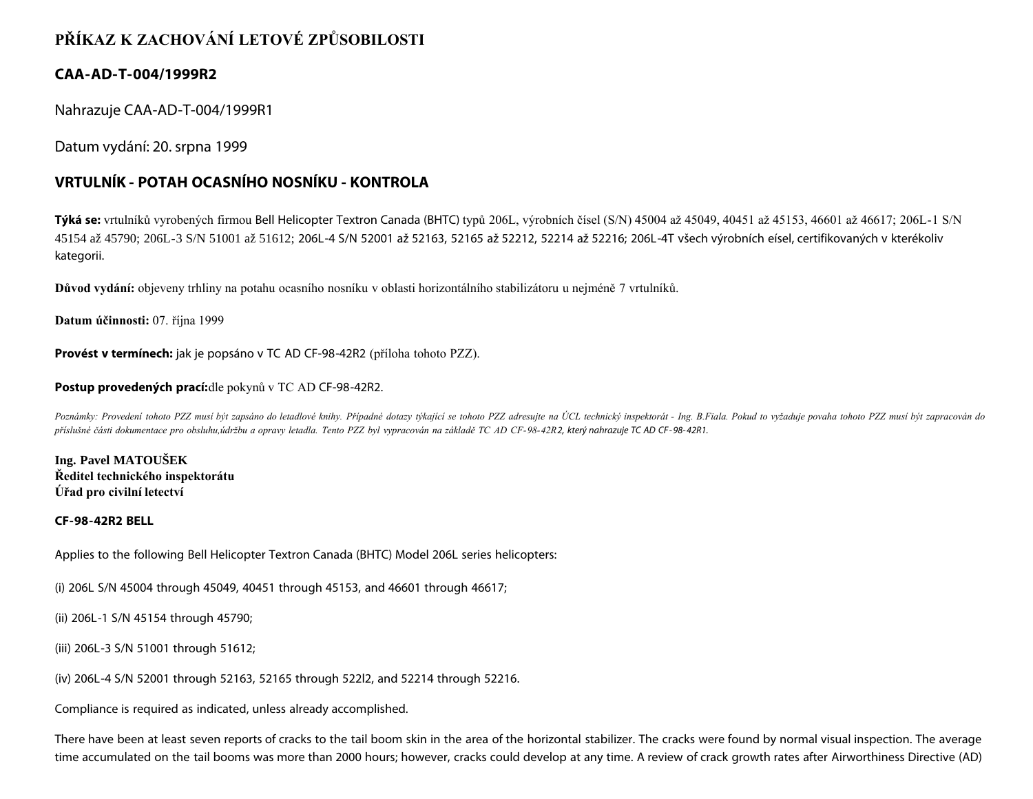# PŘÍKAZ K ZACHOVÁNÍ LETOVÉ ZPŮSOBILOSTI

## CAA-AD-T-004/1999R2

Nahrazuje CAA-AD-T-004/1999R1

Datum vydání: 20. srpna 1999

## VRTULNÍK - POTAH OCASNÍHO NOSNÍKU - KONTROLA

**Týká se:** vrtulníků vyrobených firmou Bell Helicopter Textron Canada (BHTC) typů 206L, výrobních čísel (S/N) 45004 až 45049, 40451 až 45153, 46601 až 46617; 206L-1 S/N 45154 až 45790; 206L-3 S/N 51001 až 51612; 206L-4 S/N 52001 až 52163, 52165 až 52212, 52214 až 52216; 206L-4T všech výrobních eísel, certifikovaných v kterékoliv kategorii.

**Důvod vydání:** objeveny trhliny na potahu ocasního nosníku v oblasti horizontálního stabilizátoru u nejméně 7 vrtulníků.

**Datum účinnosti:** 07. října 1999

**Provést v termínech:** jak je popsáno v TC AD CF-98-42R2 (příloha tohoto PZZ).

**Postup provedených prací:**dle pokynů v TC AD CF-98-42R2.

*Poznámky: Provedení tohoto PZZ musí být zapsáno do letadlové knihy. Případné dotazy týkající se tohoto PZZ adresujte na ÚCL technický inspektorát - Ing. B.Fiala. Pokud to vyžaduje povaha tohoto PZZ musí být zapracován do příslušné části dokumentace pro obsluhu,údržbu a opravy letadla. Tento PZZ byl vypracován na základě TC AD CF-98-42R2, který nahrazuje TC AD CF-98-42R1.*

**Ing. Pavel MATOUŠEK**
**Ředitel technického inspektorátu**
**Úřad pro civilní letectví**

**CF-98-42R2 BELL**

Applies to the following Bell Helicopter Textron Canada (BHTC) Model 206L series helicopters:

(i) 206L S/N 45004 through 45049, 40451 through 45153, and 46601 through 46617;

(ii) 206L-1 S/N 45154 through 45790;

(iii) 206L-3 S/N 51001 through 51612;

(iv) 206L-4 S/N 52001 through 52163, 52165 through 522l2, and 52214 through 52216.

Compliance is required as indicated, unless already accomplished.

There have been at least seven reports of cracks to the tail boom skin in the area of the horizontal stabilizer. The cracks were found by normal visual inspection. The average time accumulated on the tail booms was more than 2000 hours; however, cracks could develop at any time. A review of crack growth rates after Airworthiness Directive (AD)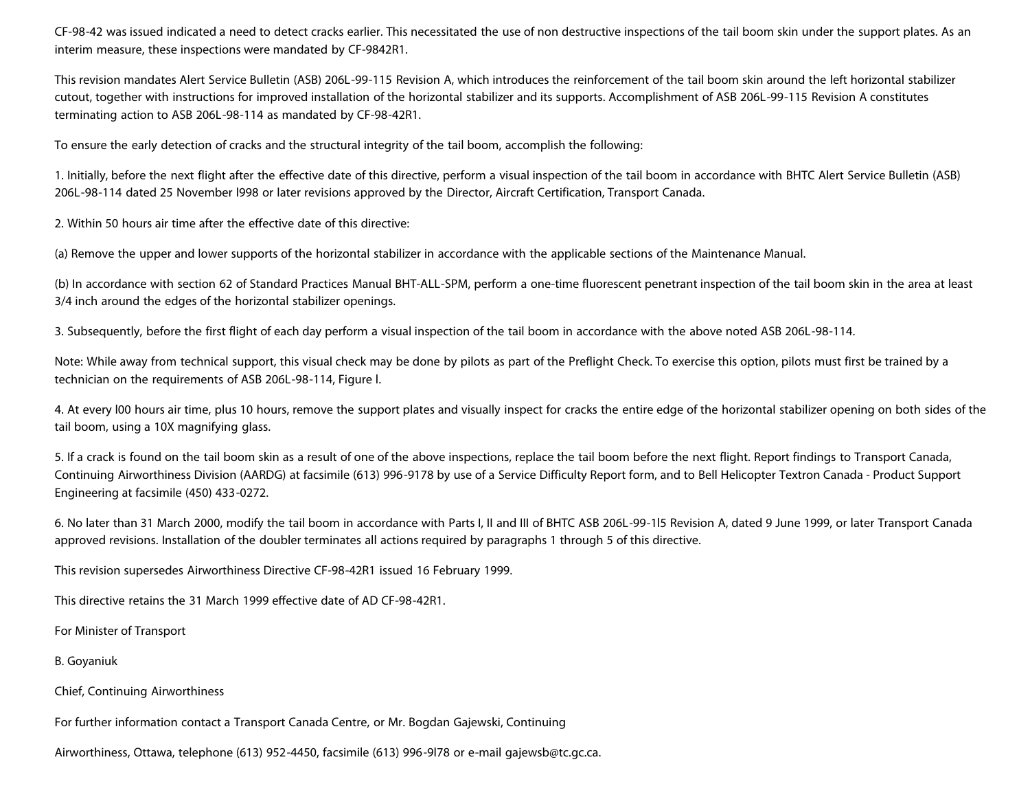CF-98-42 was issued indicated a need to detect cracks earlier. This necessitated the use of non destructive inspections of the tail boom skin under the support plates. As an interim measure, these inspections were mandated by CF-9842R1.

This revision mandates Alert Service Bulletin (ASB) 206L-99-115 Revision A, which introduces the reinforcement of the tail boom skin around the left horizontal stabilizer cutout, together with instructions for improved installation of the horizontal stabilizer and its supports. Accomplishment of ASB 206L-99-115 Revision A constitutes terminating action to ASB 206L-98-114 as mandated by CF-98-42R1.

To ensure the early detection of cracks and the structural integrity of the tail boom, accomplish the following:

1. Initially, before the next flight after the effective date of this directive, perform a visual inspection of the tail boom in accordance with BHTC Alert Service Bulletin (ASB) 206L-98-114 dated 25 November l998 or later revisions approved by the Director, Aircraft Certification, Transport Canada.

2. Within 50 hours air time after the effective date of this directive:

(a) Remove the upper and lower supports of the horizontal stabilizer in accordance with the applicable sections of the Maintenance Manual.

(b) In accordance with section 62 of Standard Practices Manual BHT-ALL-SPM, perform a one-time fluorescent penetrant inspection of the tail boom skin in the area at least 3/4 inch around the edges of the horizontal stabilizer openings.

3. Subsequently, before the first flight of each day perform a visual inspection of the tail boom in accordance with the above noted ASB 206L-98-114.

Note: While away from technical support, this visual check may be done by pilots as part of the Preflight Check. To exercise this option, pilots must first be trained by a technician on the requirements of ASB 206L-98-114, Figure l.

4. At every l00 hours air time, plus 10 hours, remove the support plates and visually inspect for cracks the entire edge of the horizontal stabilizer opening on both sides of the tail boom, using a 10X magnifying glass.

5. If a crack is found on the tail boom skin as a result of one of the above inspections, replace the tail boom before the next flight. Report findings to Transport Canada, Continuing Airworthiness Division (AARDG) at facsimile (613) 996-9178 by use of a Service Difficulty Report form, and to Bell Helicopter Textron Canada - Product Support Engineering at facsimile (450) 433-0272.

6. No later than 31 March 2000, modify the tail boom in accordance with Parts I, II and III of BHTC ASB 206L-99-1l5 Revision A, dated 9 June 1999, or later Transport Canada approved revisions. Installation of the doubler terminates all actions required by paragraphs 1 through 5 of this directive.

This revision supersedes Airworthiness Directive CF-98-42R1 issued 16 February 1999.

This directive retains the 31 March 1999 effective date of AD CF-98-42R1.

For Minister of Transport

B. Goyaniuk

Chief, Continuing Airworthiness

For further information contact a Transport Canada Centre, or Mr. Bogdan Gajewski, Continuing

Airworthiness, Ottawa, telephone (613) 952-4450, facsimile (613) 996-9l78 or e-mail gajewsb@tc.gc.ca.